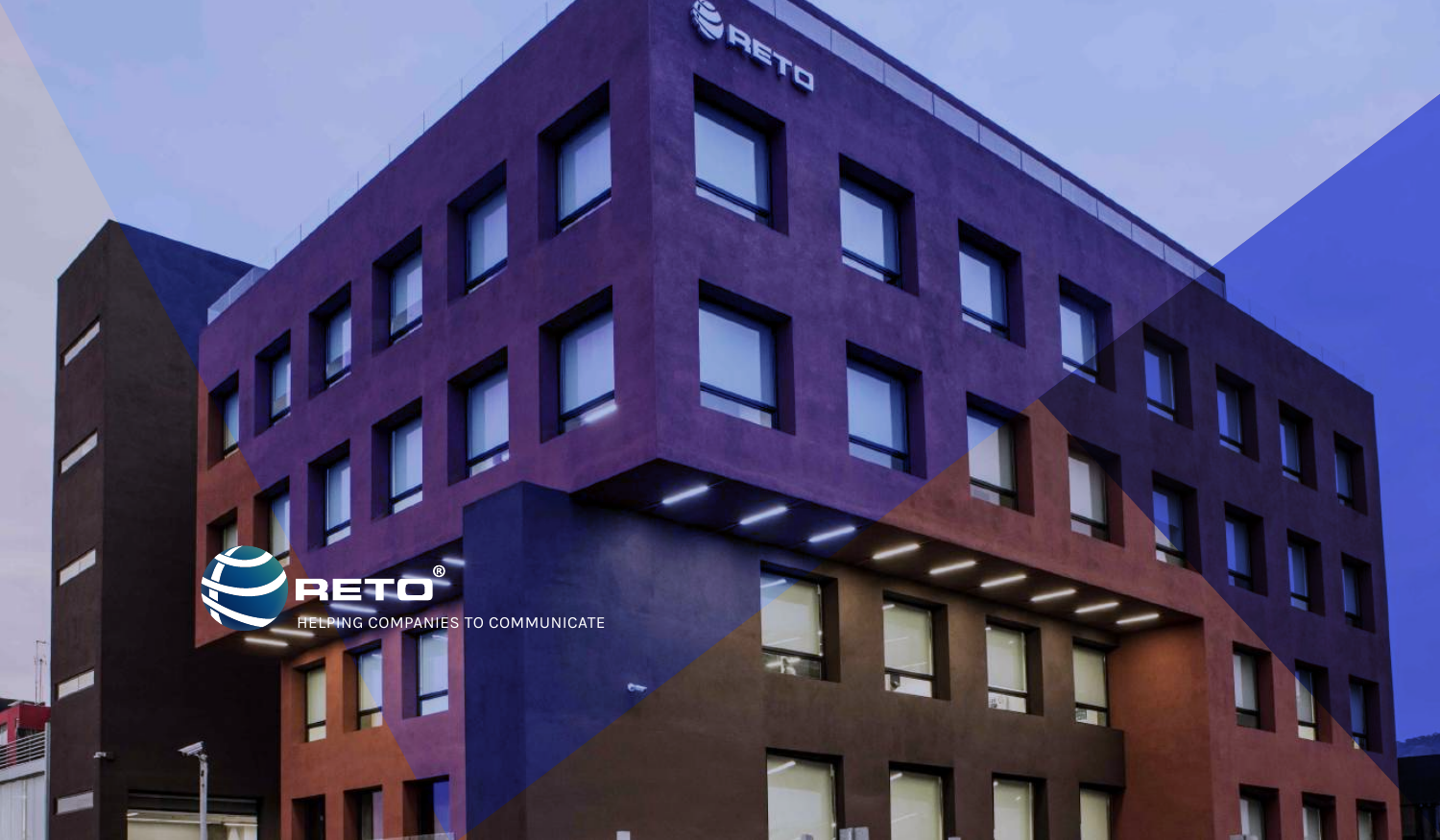# RETO®

HELPING COMPANIES TO COMMUNICATE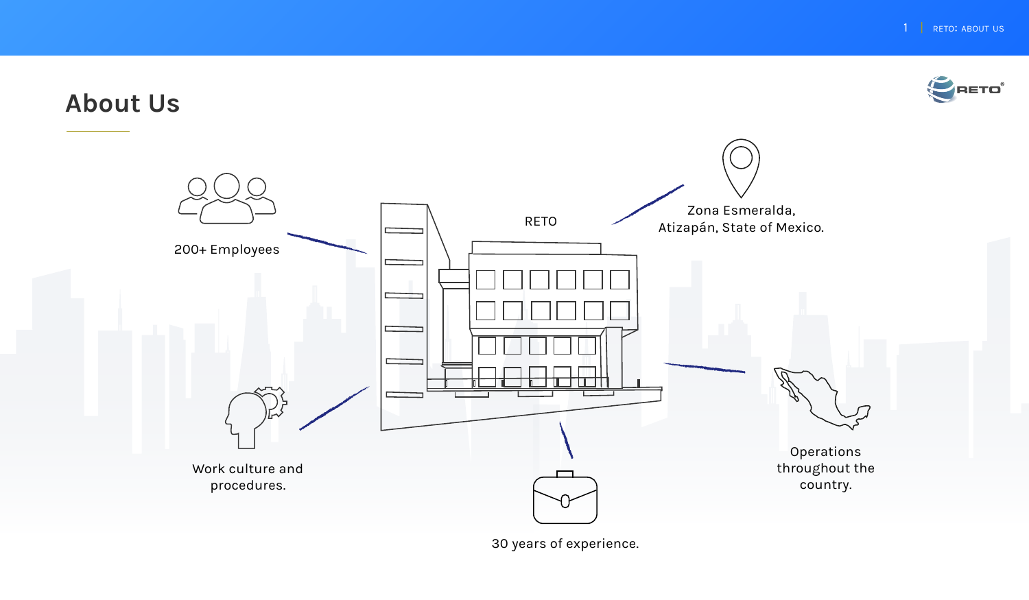# About Us

RETO

200+ Employees

Zona Esmeralda, Atizapán, State of Mexico.

Work culture and procedures.

Operations throughout the country.

30 years of experience.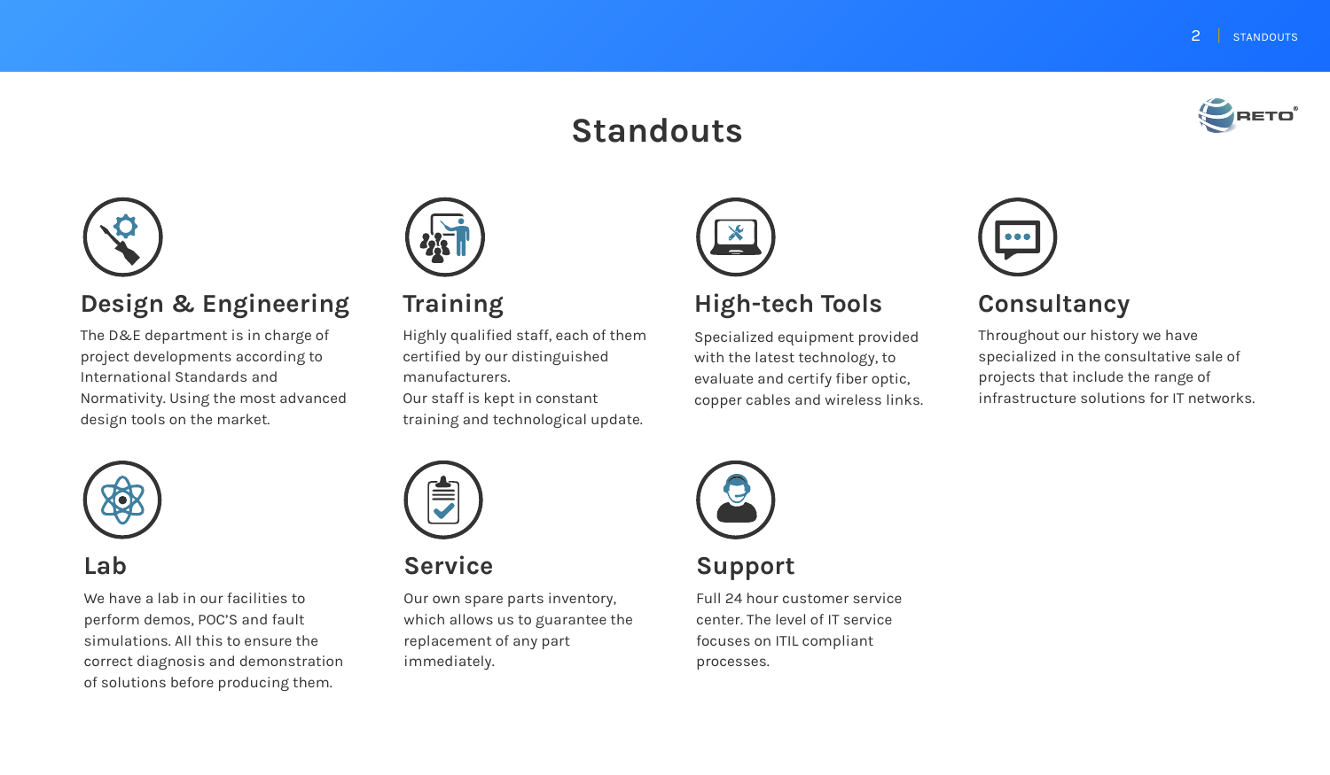# Standouts

## Design & Engineering

The D&E department is in charge of project developments according to International Standards and Normativity. Using the most advanced design tools on the market.

## Training

Highly qualified staff, each of them certified by our distinguished manufacturers.
Our staff is kept in constant training and technological update.

## High-tech Tools

Specialized equipment provided with the latest technology, to evaluate and certify fiber optic, copper cables and wireless links.

## Consultancy

Throughout our history we have specialized in the consultative sale of projects that include the range of infrastructure solutions for IT networks.

## Lab

We have a lab in our facilities to perform demos, POC'S and fault simulations. All this to ensure the correct diagnosis and demonstration of solutions before producing them.

## Service

Our own spare parts inventory, which allows us to guarantee the replacement of any part immediately.

## Support

Full 24 hour customer service center. The level of IT service focuses on ITIL compliant processes.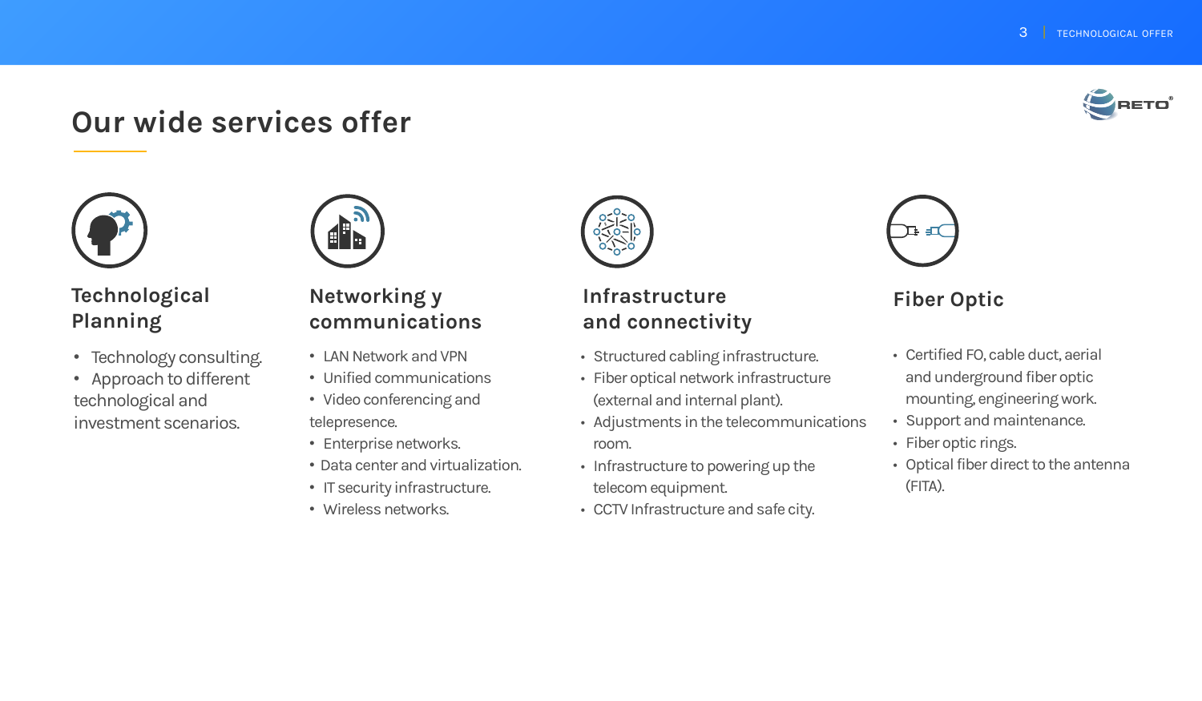# Our wide services offer

## Technological Planning

- Technology consulting.
- Approach to different technological and investment scenarios.

## Networking y communications

- LAN Network and VPN
- Unified communications
- Video conferencing and telepresence.
- Enterprise networks.
- Data center and virtualization.
- IT security infrastructure.
- Wireless networks.

## Infrastructure and connectivity

- Structured cabling infrastructure.
- Fiber optical network infrastructure (external and internal plant).
- Adjustments in the telecommunications room.
- Infrastructure to powering up the telecom equipment.
- CCTV Infrastructure and safe city.

## Fiber Optic

- Certified FO, cable duct, aerial and underground fiber optic mounting, engineering work.
- Support and maintenance.
- Fiber optic rings.
- Optical fiber direct to the antenna (FITA).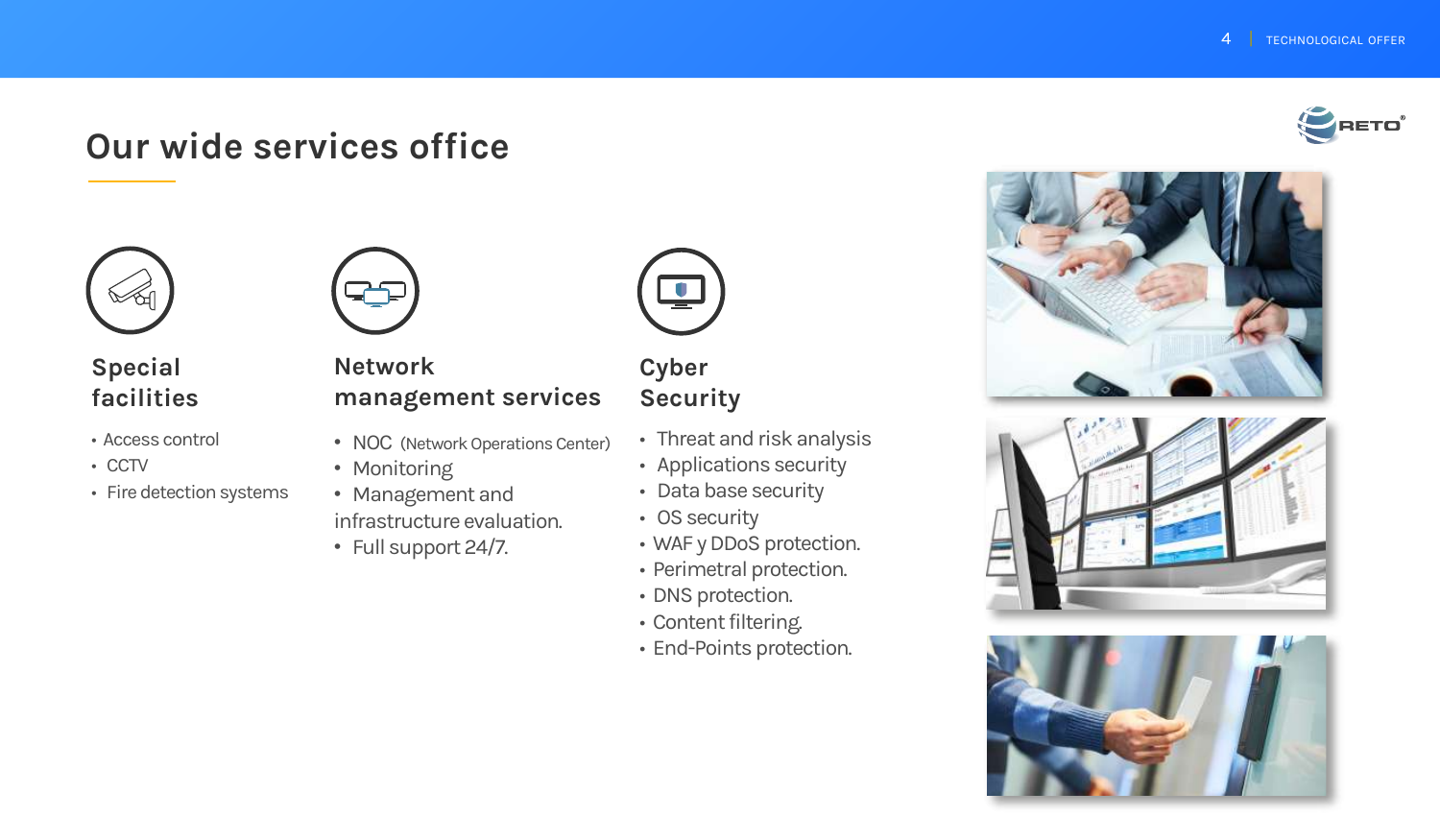# Our wide services office

## Special facilities

- Access control
- CCTV
- Fire detection systems

## Network management services

- NOC (Network Operations Center)
- Monitoring
- Management and infrastructure evaluation.
- Full support 24/7.

## Cyber Security

- Threat and risk analysis
- Applications security
- Data base security
- OS security
- WAF y DDoS protection.
- Perimetral protection.
- DNS protection.
- Content filtering.
- End-Points protection.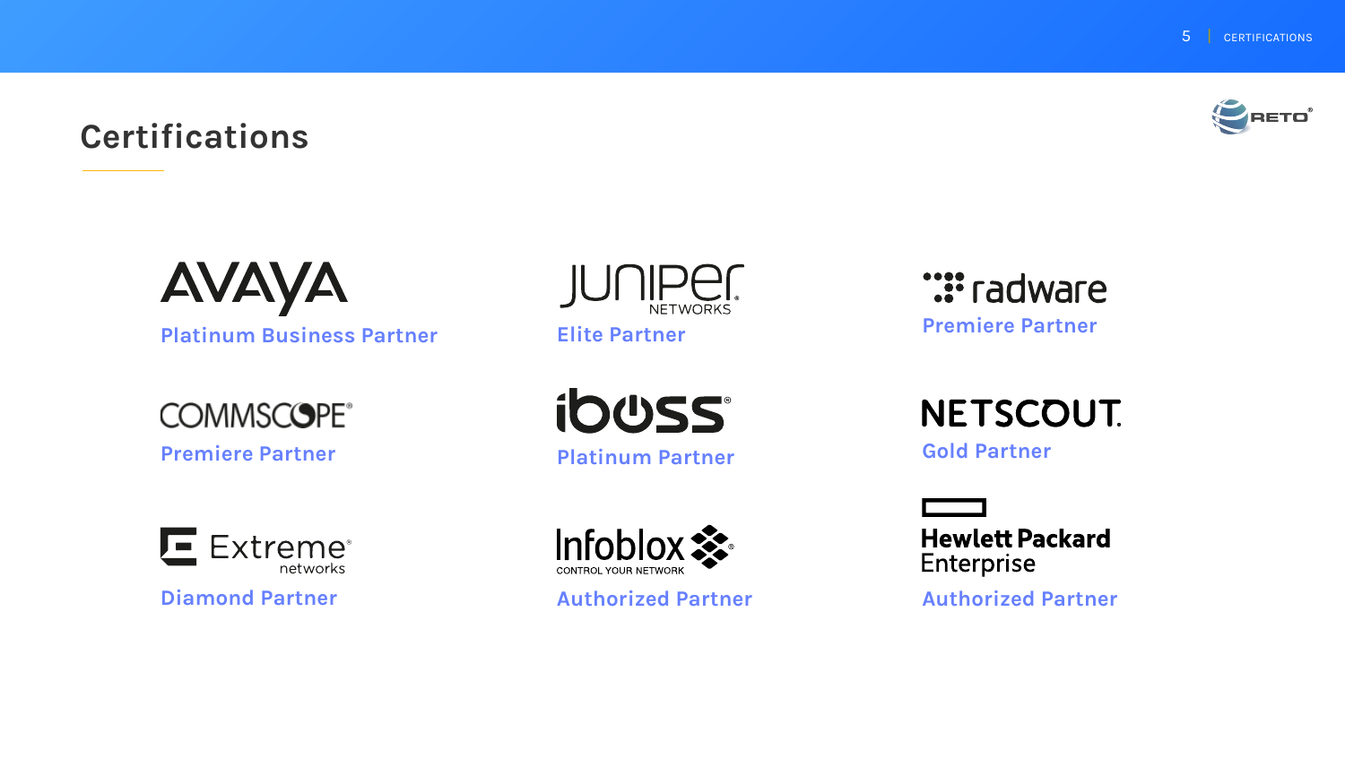# Certifications

**AVAYA**
Platinum Business Partner

**JUNIPER NETWORKS**
Elite Partner

**radware**
Premiere Partner

**COMMSCOPE**
Premiere Partner

**iboss**
Platinum Partner

**NETSCOUT**
Gold Partner

**Extreme networks**
Diamond Partner

**Infoblox** CONTROL YOUR NETWORK
Authorized Partner

**Hewlett Packard Enterprise**
Authorized Partner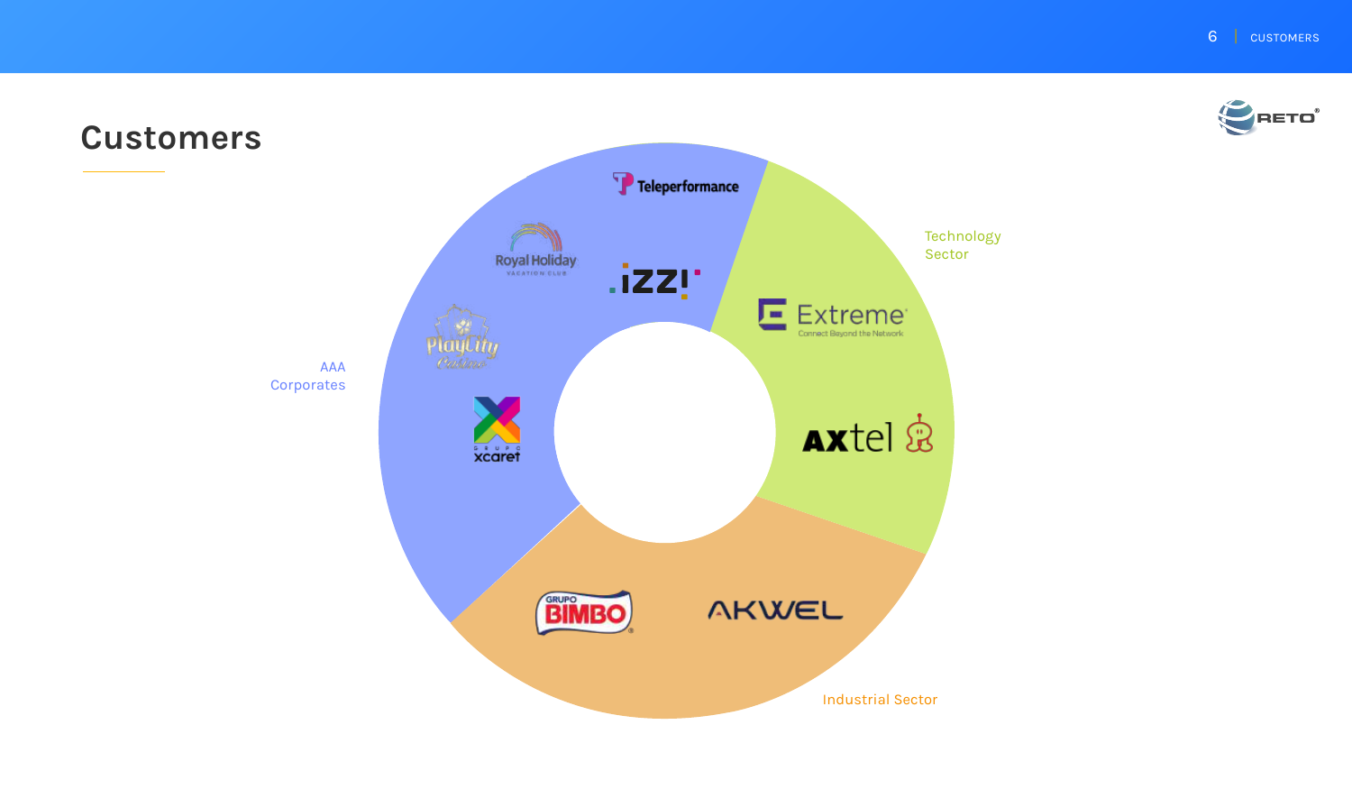# Customers

AAA Corporates

- Teleperformance
- Royal Holiday
- izzi
- PlayCity Casino
- Grupo Xcaret

Technology Sector

- Extreme
- axtel

Industrial Sector

- Grupo Bimbo
- AKWEL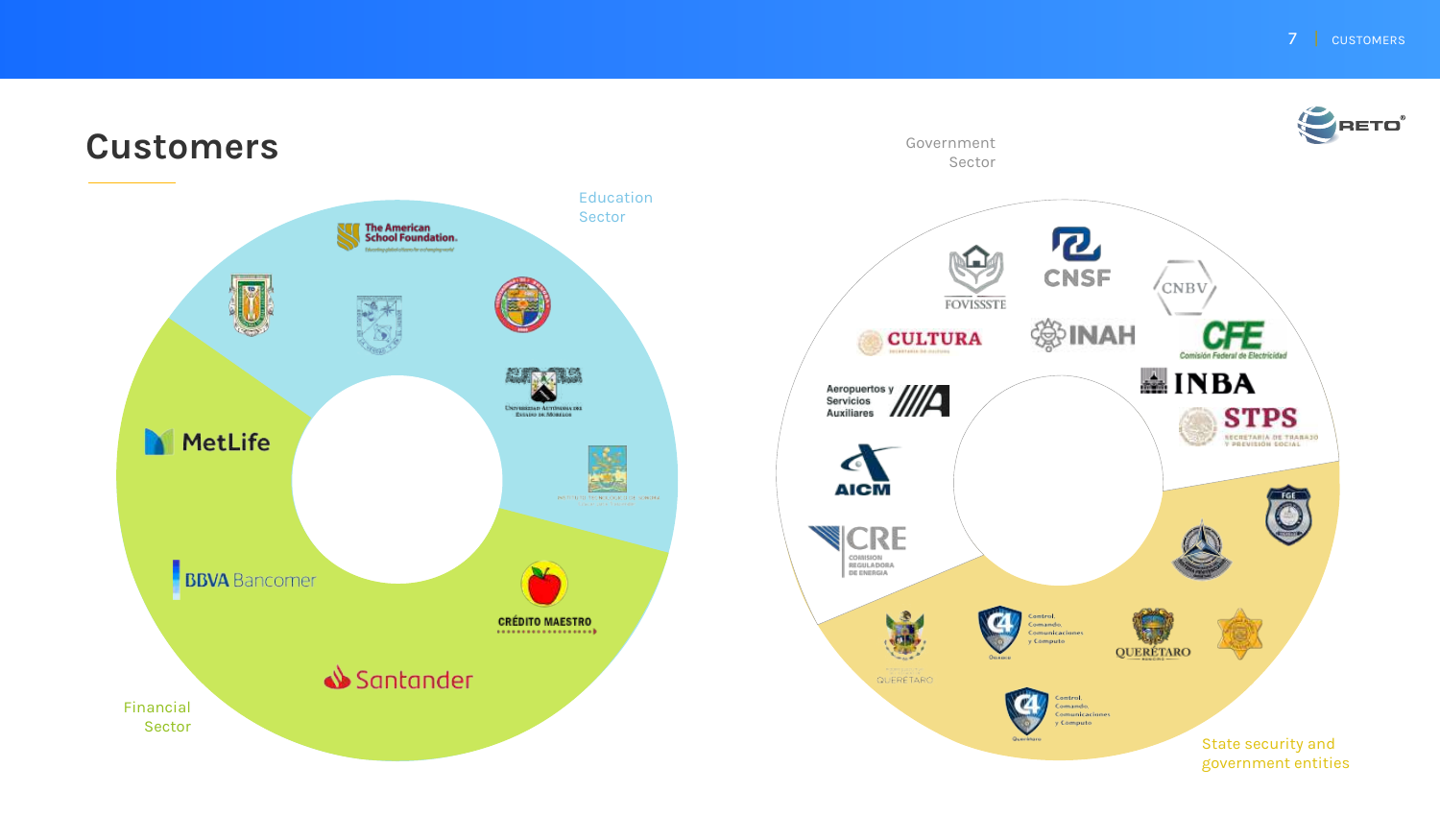# Customers

Education Sector

The American School Foundation.

Universidad Autónoma del Estado de Morelos

Financial Sector

MetLife

BBVA Bancomer

Santander

CRÉDITO MAESTRO

Government Sector

FOVISSSTE

CNSF

CNBV

CULTURA

INAH

CFE Comisión Federal de Electricidad

Aeropuertos y Servicios Auxiliares

INBA

STPS Secretaría de Trabajo y Previsión Social

AICM

CRE Comisión Reguladora de Energía

State security and government entities

FGE

Querétaro

C4 Control, Comando, Comunicaciones y Cómputo

QUERÉTARO

C4 Control, Comando, Comunicaciones y Cómputo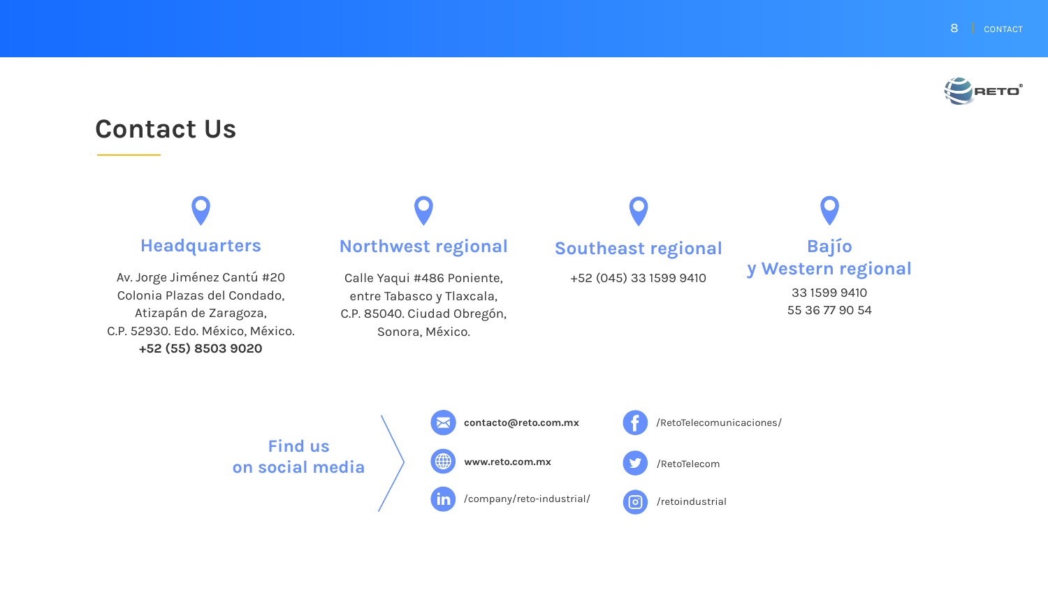# Contact Us

### Headquarters

Av. Jorge Jiménez Cantú #20
Colonia Plazas del Condado,
Atizapán de Zaragoza,
C.P. 52930. Edo. México, México.
**+52 (55) 8503 9020**

### Northwest regional

Calle Yaqui #486 Poniente,
entre Tabasco y Tlaxcala,
C.P. 85040. Ciudad Obregón,
Sonora, México.

### Southeast regional

+52 (045) 33 1599 9410

### Bajío y Western regional

33 1599 9410
55 36 77 90 54

### Find us on social media

**contacto@reto.com.mx**

**www.reto.com.mx**

/company/reto-industrial/

/RetoTelecomunicaciones/

/RetoTelecom

/retoindustrial